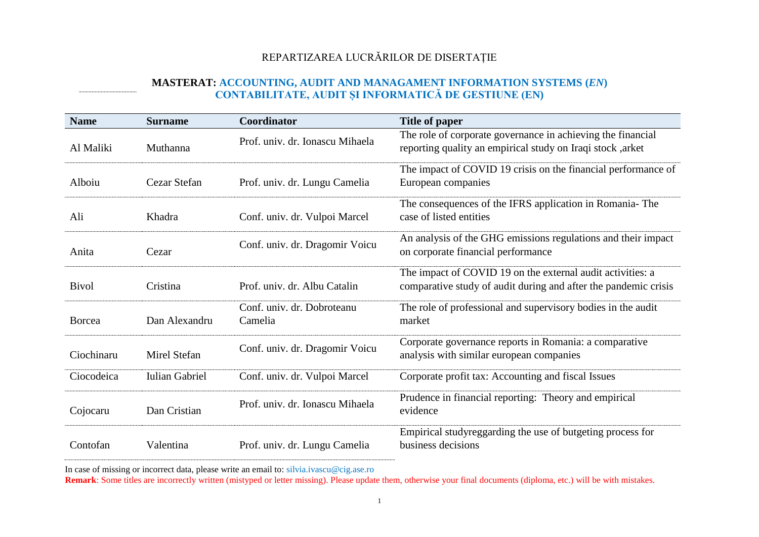# REPARTIZAREA LUCRĂRILOR DE DISERTAȚIE

## MASTERAT: ACCOUNTING, AUDIT AND MANAGAMENT INFORMATION SYSTEMS (*EN*)
## CONTABILITATE, AUDIT ȘI INFORMATICĂ DE GESTIUNE (EN)

| Name | Surname | Coordinator | Title of paper |
|---|---|---|---|
| Al Maliki | Muthanna | Prof. univ. dr. Ionascu Mihaela | The role of corporate governance in achieving the financial reporting quality an empirical study on Iraqi stock ,arket |
| Alboiu | Cezar Stefan | Prof. univ. dr. Lungu Camelia | The impact of COVID 19 crisis on the financial performance of European companies |
| Ali | Khadra | Conf. univ. dr. Vulpoi Marcel | The consequences of the IFRS application in Romania- The case of listed entities |
| Anita | Cezar | Conf. univ. dr. Dragomir Voicu | An analysis of the GHG emissions regulations and their impact on corporate financial performance |
| Bivol | Cristina | Prof. univ. dr. Albu Catalin | The impact of COVID 19 on the external audit activities: a comparative study of audit during and after the pandemic crisis |
| Borcea | Dan Alexandru | Conf. univ. dr. Dobroteanu Camelia | The role of professional and supervisory bodies in the audit market |
| Ciochinaru | Mirel Stefan | Conf. univ. dr. Dragomir Voicu | Corporate governance reports in Romania: a comparative analysis with similar european companies |
| Ciocodeica | Iulian Gabriel | Conf. univ. dr. Vulpoi Marcel | Corporate profit tax: Accounting and fiscal Issues |
| Cojocaru | Dan Cristian | Prof. univ. dr. Ionascu Mihaela | Prudence in financial reporting: Theory and empirical evidence |
| Contofan | Valentina | Prof. univ. dr. Lungu Camelia | Empirical studyreggarding the use of butgeting process for business decisions |

In case of missing or incorrect data, please write an email to: silvia.ivascu@cig.ase.ro

**Remark**: Some titles are incorrectly written (mistyped or letter missing). Please update them, otherwise your final documents (diploma, etc.) will be with mistakes.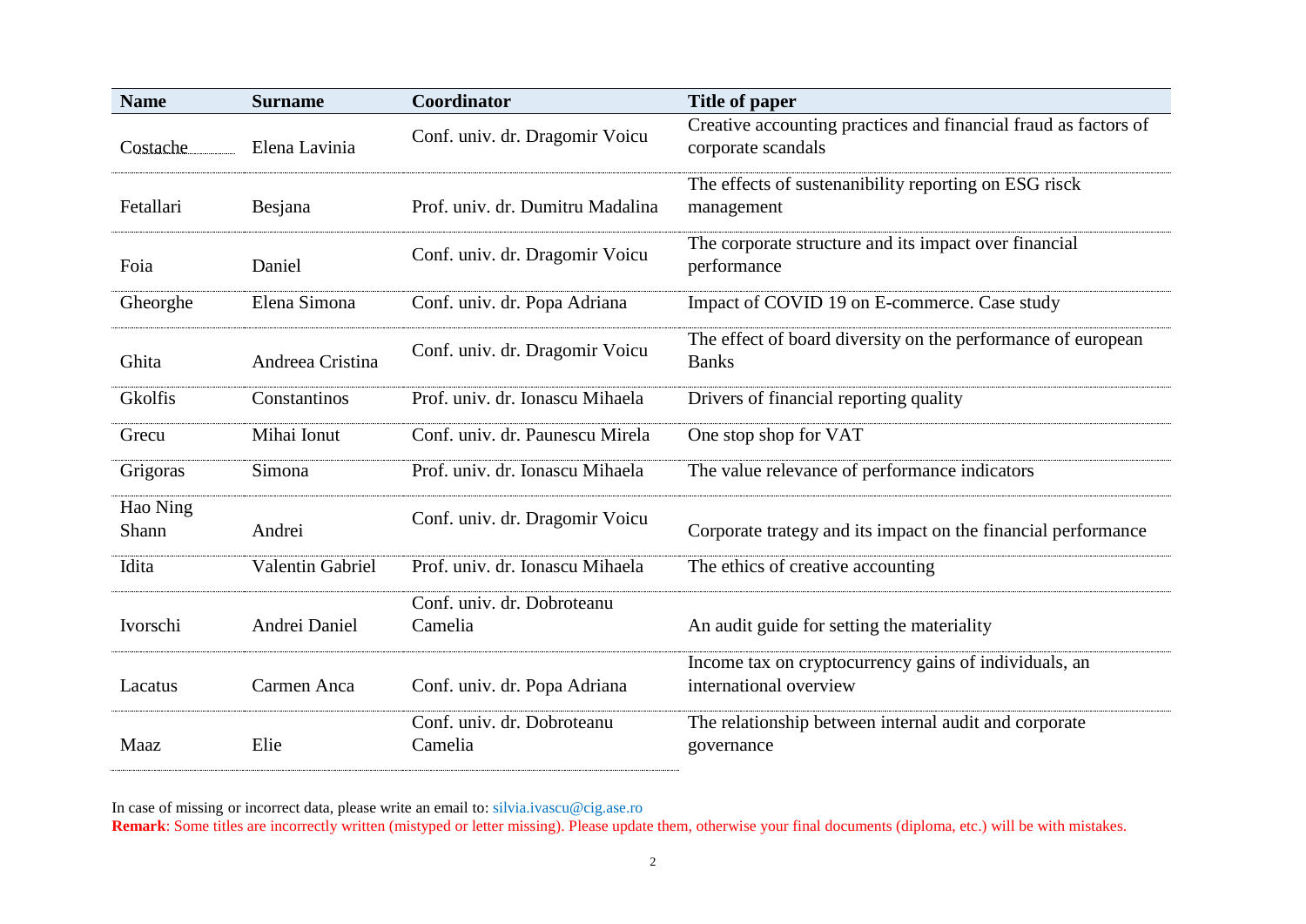| Name | Surname | Coordinator | Title of paper |
|---|---|---|---|
| Costache | Elena Lavinia | Conf. univ. dr. Dragomir Voicu | Creative accounting practices and financial fraud as factors of corporate scandals |
| Fetallari | Besjana | Prof. univ. dr. Dumitru Madalina | The effects of sustenanibility reporting on ESG risck management |
| Foia | Daniel | Conf. univ. dr. Dragomir Voicu | The corporate structure and its impact over financial performance |
| Gheorghe | Elena Simona | Conf. univ. dr. Popa Adriana | Impact of COVID 19 on E-commerce. Case study |
| Ghita | Andreea Cristina | Conf. univ. dr. Dragomir Voicu | The effect of board diversity on the performance of european Banks |
| Gkolfis | Constantinos | Prof. univ. dr. Ionascu Mihaela | Drivers of financial reporting quality |
| Grecu | Mihai Ionut | Conf. univ. dr. Paunescu Mirela | One stop shop for VAT |
| Grigoras | Simona | Prof. univ. dr. Ionascu Mihaela | The value relevance of performance indicators |
| Hao Ning Shann | Andrei | Conf. univ. dr. Dragomir Voicu | Corporate trategy and its impact on the financial performance |
| Idita | Valentin Gabriel | Prof. univ. dr. Ionascu Mihaela | The ethics of creative accounting |
| Ivorschi | Andrei Daniel | Conf. univ. dr. Dobroteanu Camelia | An audit guide for setting the materiality |
| Lacatus | Carmen Anca | Conf. univ. dr. Popa Adriana | Income tax on cryptocurrency gains of individuals, an international overview |
| Maaz | Elie | Conf. univ. dr. Dobroteanu Camelia | The relationship between internal audit and corporate governance |

In case of missing or incorrect data, please write an email to: silvia.ivascu@cig.ase.ro

**Remark**: Some titles are incorrectly written (mistyped or letter missing). Please update them, otherwise your final documents (diploma, etc.) will be with mistakes.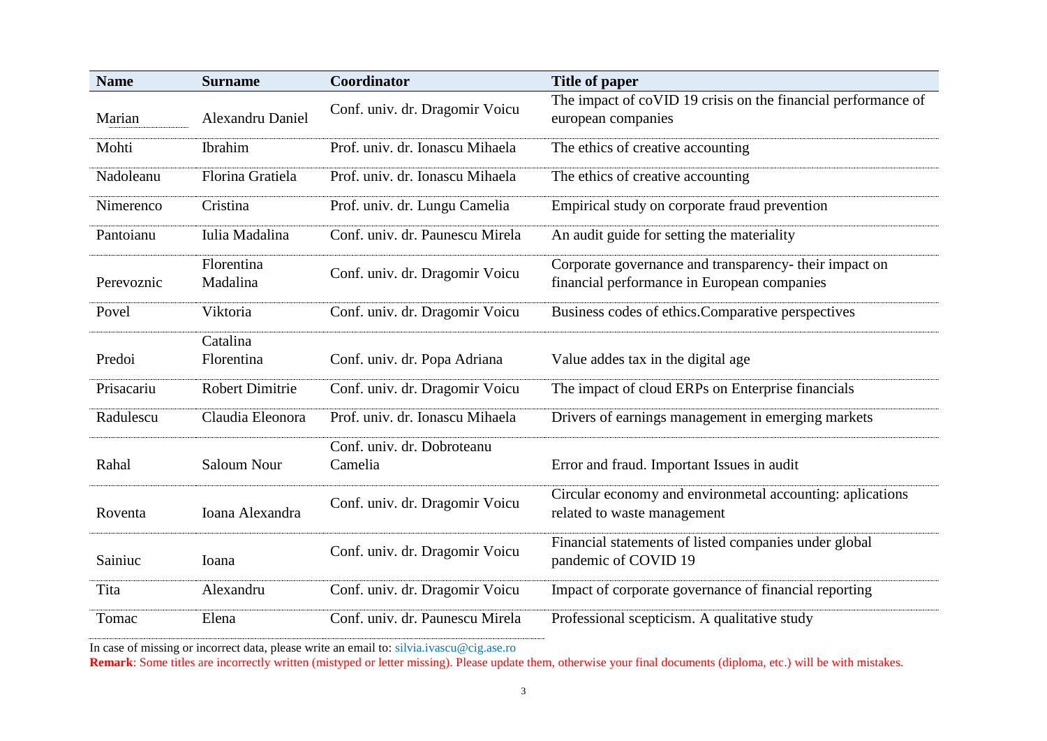| Name | Surname | Coordinator | Title of paper |
|---|---|---|---|
| Marian | Alexandru Daniel | Conf. univ. dr. Dragomir Voicu | The impact of coVID 19 crisis on the financial performance of european companies |
| Mohti | Ibrahim | Prof. univ. dr. Ionascu Mihaela | The ethics of creative accounting |
| Nadoleanu | Florina Gratiela | Prof. univ. dr. Ionascu Mihaela | The ethics of creative accounting |
| Nimerenco | Cristina | Prof. univ. dr. Lungu Camelia | Empirical study on corporate fraud prevention |
| Pantoianu | Iulia Madalina | Conf. univ. dr. Paunescu Mirela | An audit guide for setting the materiality |
| Perevoznic | Florentina Madalina | Conf. univ. dr. Dragomir Voicu | Corporate governance and transparency- their impact on financial performance in European companies |
| Povel | Viktoria | Conf. univ. dr. Dragomir Voicu | Business codes of ethics.Comparative perspectives |
| Predoi | Catalina Florentina | Conf. univ. dr. Popa Adriana | Value addes tax in the digital age |
| Prisacariu | Robert Dimitrie | Conf. univ. dr. Dragomir Voicu | The impact of cloud ERPs on Enterprise financials |
| Radulescu | Claudia Eleonora | Prof. univ. dr. Ionascu Mihaela | Drivers of earnings management in emerging markets |
| Rahal | Saloum Nour | Conf. univ. dr. Dobroteanu Camelia | Error and fraud. Important Issues in audit |
| Roventa | Ioana Alexandra | Conf. univ. dr. Dragomir Voicu | Circular economy and environmetal accounting: aplications related to waste management |
| Sainiuc | Ioana | Conf. univ. dr. Dragomir Voicu | Financial statements of listed companies under global pandemic of COVID 19 |
| Tita | Alexandru | Conf. univ. dr. Dragomir Voicu | Impact of corporate governance of financial reporting |
| Tomac | Elena | Conf. univ. dr. Paunescu Mirela | Professional scepticism. A qualitative study |

In case of missing or incorrect data, please write an email to: silvia.ivascu@cig.ase.ro

**Remark**: Some titles are incorrectly written (mistyped or letter missing). Please update them, otherwise your final documents (diploma, etc.) will be with mistakes.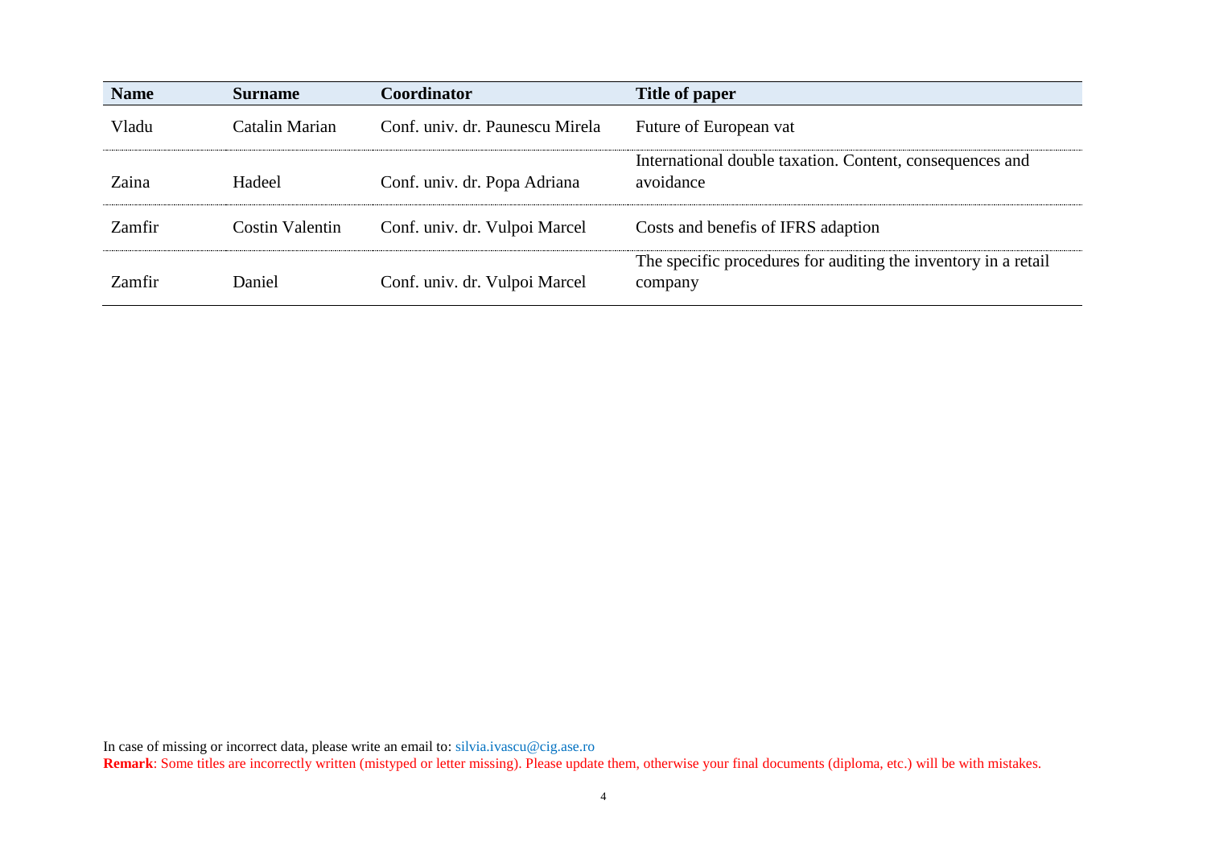| Name | Surname | Coordinator | Title of paper |
|---|---|---|---|
| Vladu | Catalin Marian | Conf. univ. dr. Paunescu Mirela | Future of European vat |
| Zaina | Hadeel | Conf. univ. dr. Popa Adriana | International double taxation. Content, consequences and avoidance |
| Zamfir | Costin Valentin | Conf. univ. dr. Vulpoi Marcel | Costs and benefis of IFRS adaption |
| Zamfir | Daniel | Conf. univ. dr. Vulpoi Marcel | The specific procedures for auditing the inventory in a retail company |

In case of missing or incorrect data, please write an email to: silvia.ivascu@cig.ase.ro

**Remark**: Some titles are incorrectly written (mistyped or letter missing). Please update them, otherwise your final documents (diploma, etc.) will be with mistakes.